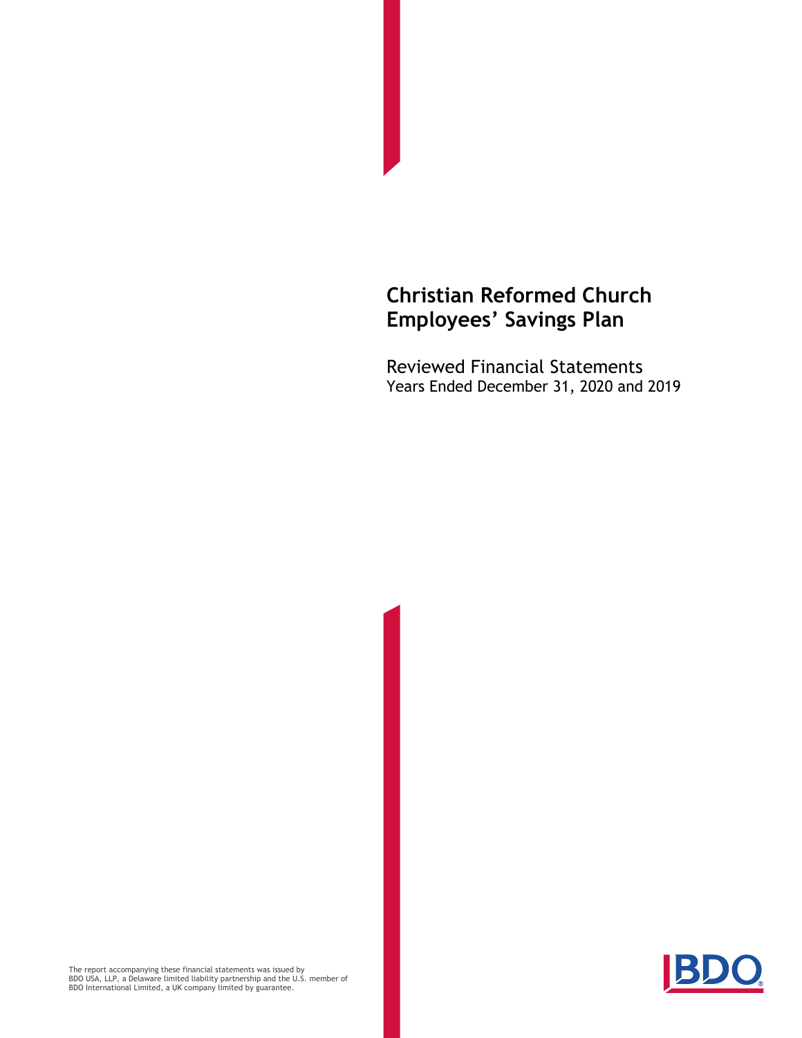# Christian Reformed Church Employees' Savings Plan

Reviewed Financial Statements
Years Ended December 31, 2020 and 2019

The report accompanying these financial statements was issued by BDO USA, LLP, a Delaware limited liability partnership and the U.S. member of BDO International Limited, a UK company limited by guarantee.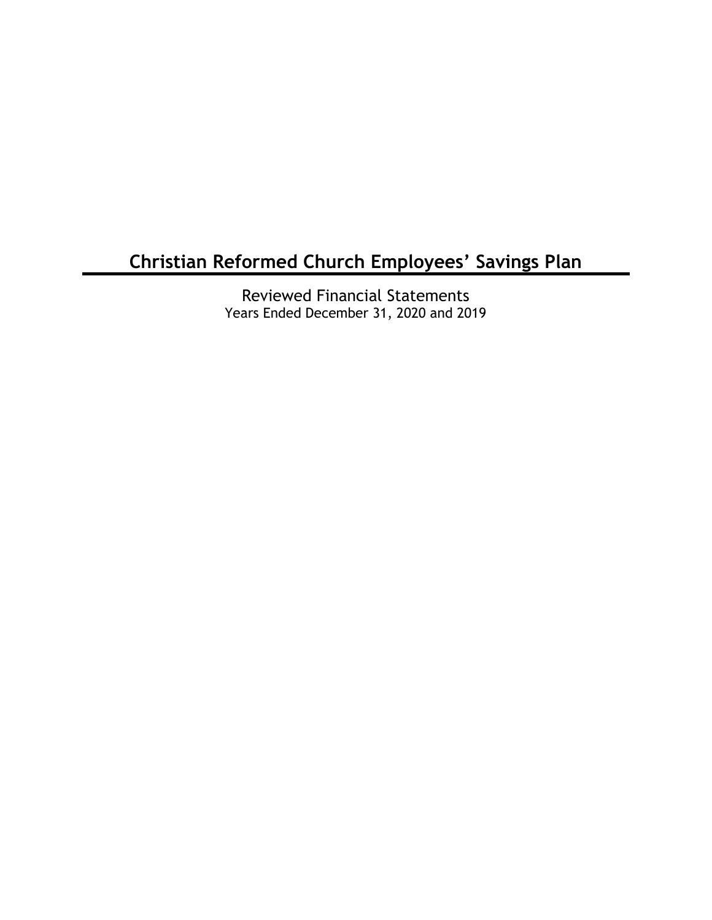# Christian Reformed Church Employees' Savings Plan

Reviewed Financial Statements
Years Ended December 31, 2020 and 2019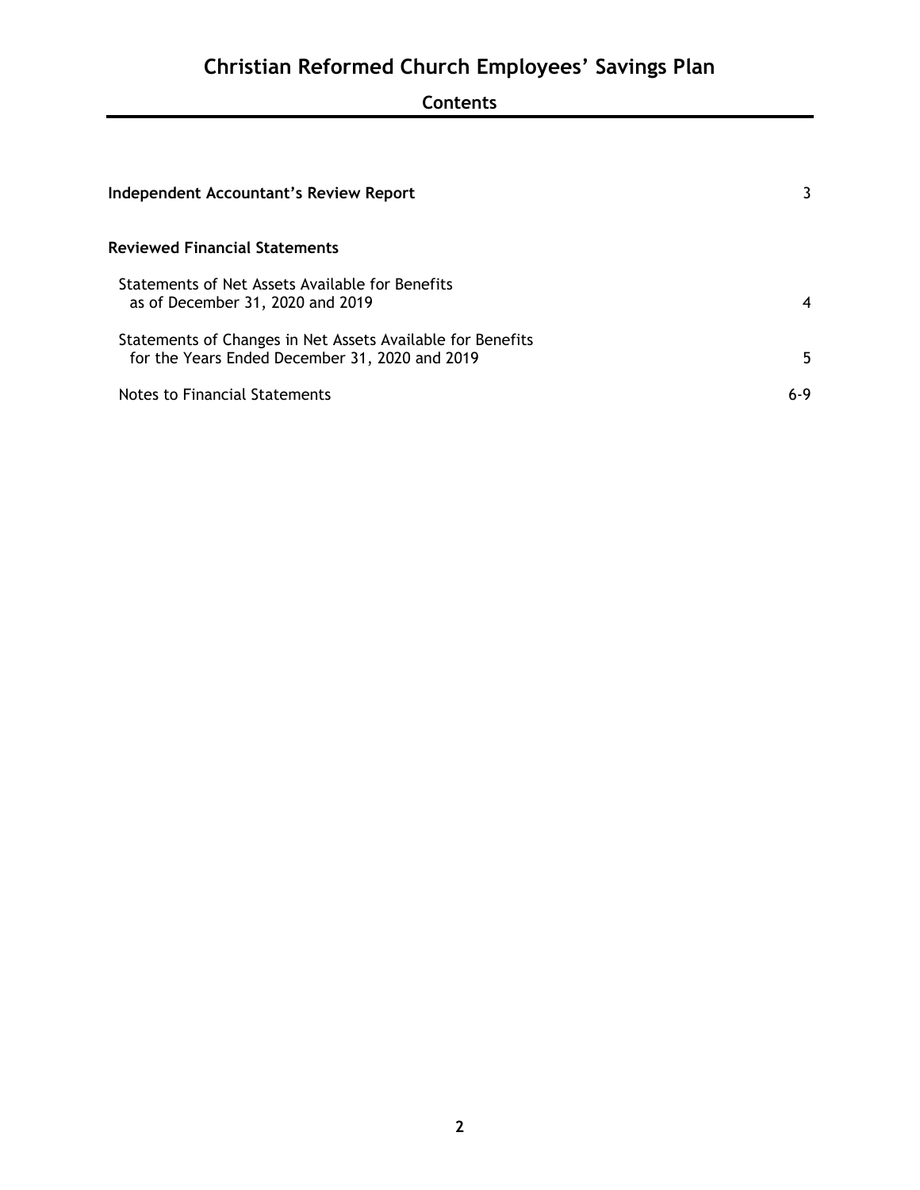# Christian Reformed Church Employees' Savings Plan

## Contents

| | |
|---|---|
| **Independent Accountant's Review Report** | 3 |
| **Reviewed Financial Statements** | |
| Statements of Net Assets Available for Benefits as of December 31, 2020 and 2019 | 4 |
| Statements of Changes in Net Assets Available for Benefits for the Years Ended December 31, 2020 and 2019 | 5 |
| Notes to Financial Statements | 6-9 |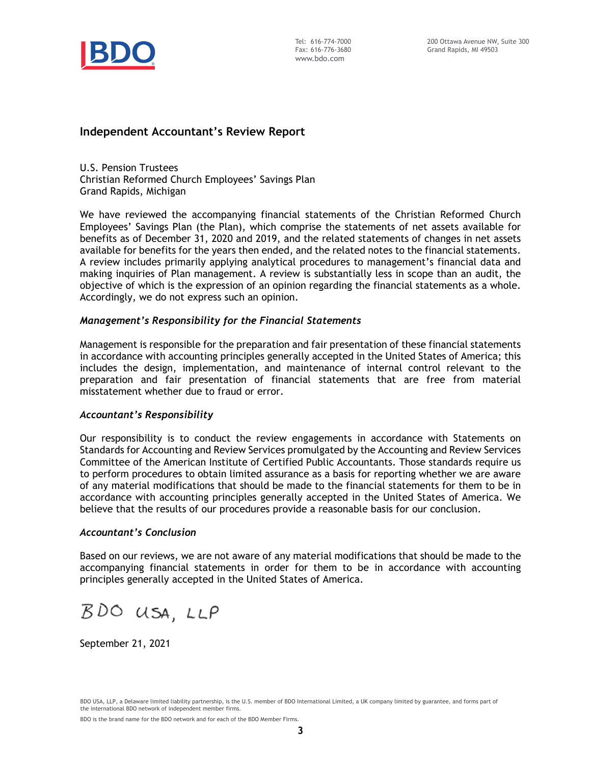Tel: 616-774-7000
Fax: 616-776-3680
www.bdo.com

200 Ottawa Avenue NW, Suite 300
Grand Rapids, MI 49503

## Independent Accountant's Review Report

U.S. Pension Trustees
Christian Reformed Church Employees' Savings Plan
Grand Rapids, Michigan

We have reviewed the accompanying financial statements of the Christian Reformed Church Employees' Savings Plan (the Plan), which comprise the statements of net assets available for benefits as of December 31, 2020 and 2019, and the related statements of changes in net assets available for benefits for the years then ended, and the related notes to the financial statements. A review includes primarily applying analytical procedures to management's financial data and making inquiries of Plan management. A review is substantially less in scope than an audit, the objective of which is the expression of an opinion regarding the financial statements as a whole. Accordingly, we do not express such an opinion.

### *Management's Responsibility for the Financial Statements*

Management is responsible for the preparation and fair presentation of these financial statements in accordance with accounting principles generally accepted in the United States of America; this includes the design, implementation, and maintenance of internal control relevant to the preparation and fair presentation of financial statements that are free from material misstatement whether due to fraud or error.

### *Accountant's Responsibility*

Our responsibility is to conduct the review engagements in accordance with Statements on Standards for Accounting and Review Services promulgated by the Accounting and Review Services Committee of the American Institute of Certified Public Accountants. Those standards require us to perform procedures to obtain limited assurance as a basis for reporting whether we are aware of any material modifications that should be made to the financial statements for them to be in accordance with accounting principles generally accepted in the United States of America. We believe that the results of our procedures provide a reasonable basis for our conclusion.

### *Accountant's Conclusion*

Based on our reviews, we are not aware of any material modifications that should be made to the accompanying financial statements in order for them to be in accordance with accounting principles generally accepted in the United States of America.

BDO USA, LLP

September 21, 2021

BDO USA, LLP, a Delaware limited liability partnership, is the U.S. member of BDO International Limited, a UK company limited by guarantee, and forms part of the international BDO network of independent member firms.

BDO is the brand name for the BDO network and for each of the BDO Member Firms.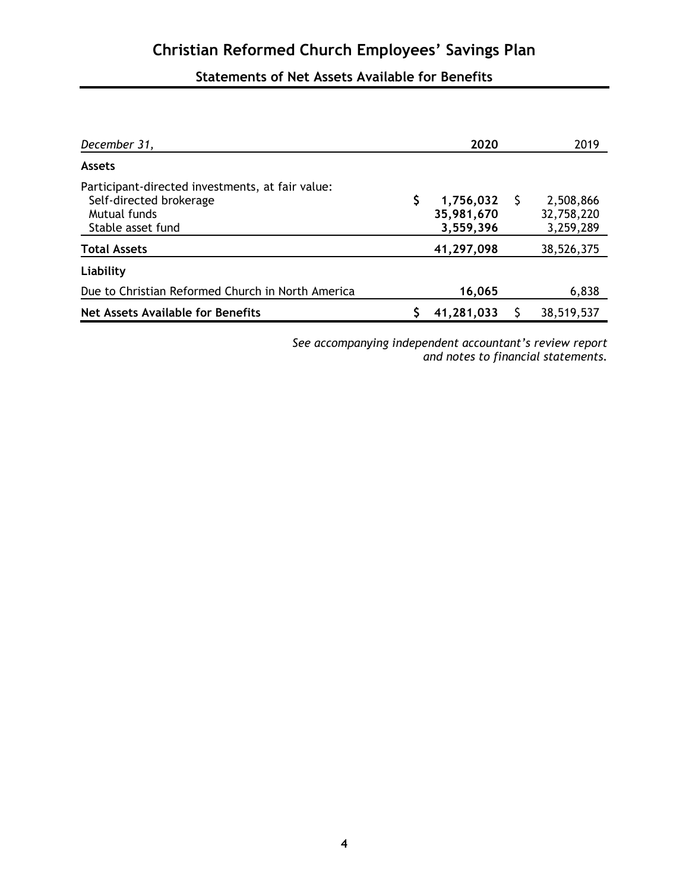# Christian Reformed Church Employees' Savings Plan

## Statements of Net Assets Available for Benefits

| *December 31,* | **2020** | 2019 |
|---|---|---|
| **Assets** | | |
| Participant-directed investments, at fair value: | | |
| Self-directed brokerage | **$ 1,756,032** | $ 2,508,866 |
| Mutual funds | **35,981,670** | 32,758,220 |
| Stable asset fund | **3,559,396** | 3,259,289 |
| **Total Assets** | **41,297,098** | 38,526,375 |
| **Liability** | | |
| Due to Christian Reformed Church in North America | **16,065** | 6,838 |
| **Net Assets Available for Benefits** | **$ 41,281,033** | $ 38,519,537 |

*See accompanying independent accountant's review report and notes to financial statements.*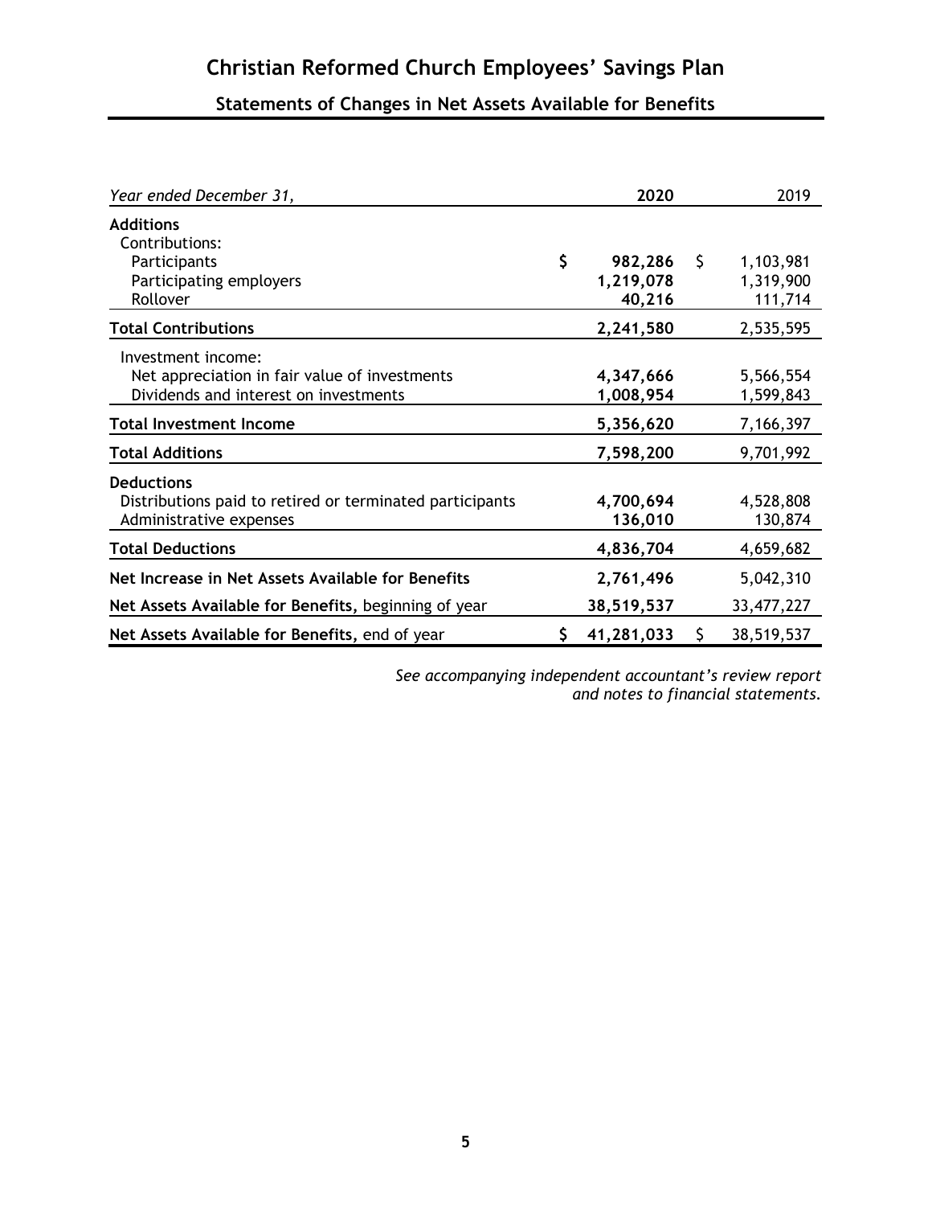# Christian Reformed Church Employees' Savings Plan

## Statements of Changes in Net Assets Available for Benefits

| *Year ended December 31,* | **2020** | 2019 |
|---|---|---|
| **Additions** | | |
| Contributions: | | |
| Participants | **$ 982,286** | $ 1,103,981 |
| Participating employers | **1,219,078** | 1,319,900 |
| Rollover | **40,216** | 111,714 |
| **Total Contributions** | **2,241,580** | 2,535,595 |
| Investment income: | | |
| Net appreciation in fair value of investments | **4,347,666** | 5,566,554 |
| Dividends and interest on investments | **1,008,954** | 1,599,843 |
| **Total Investment Income** | **5,356,620** | 7,166,397 |
| **Total Additions** | **7,598,200** | 9,701,992 |
| **Deductions** | | |
| Distributions paid to retired or terminated participants | **4,700,694** | 4,528,808 |
| Administrative expenses | **136,010** | 130,874 |
| **Total Deductions** | **4,836,704** | 4,659,682 |
| **Net Increase in Net Assets Available for Benefits** | **2,761,496** | 5,042,310 |
| **Net Assets Available for Benefits,** beginning of year | **38,519,537** | 33,477,227 |
| **Net Assets Available for Benefits,** end of year | **$ 41,281,033** | $ 38,519,537 |

*See accompanying independent accountant's review report and notes to financial statements.*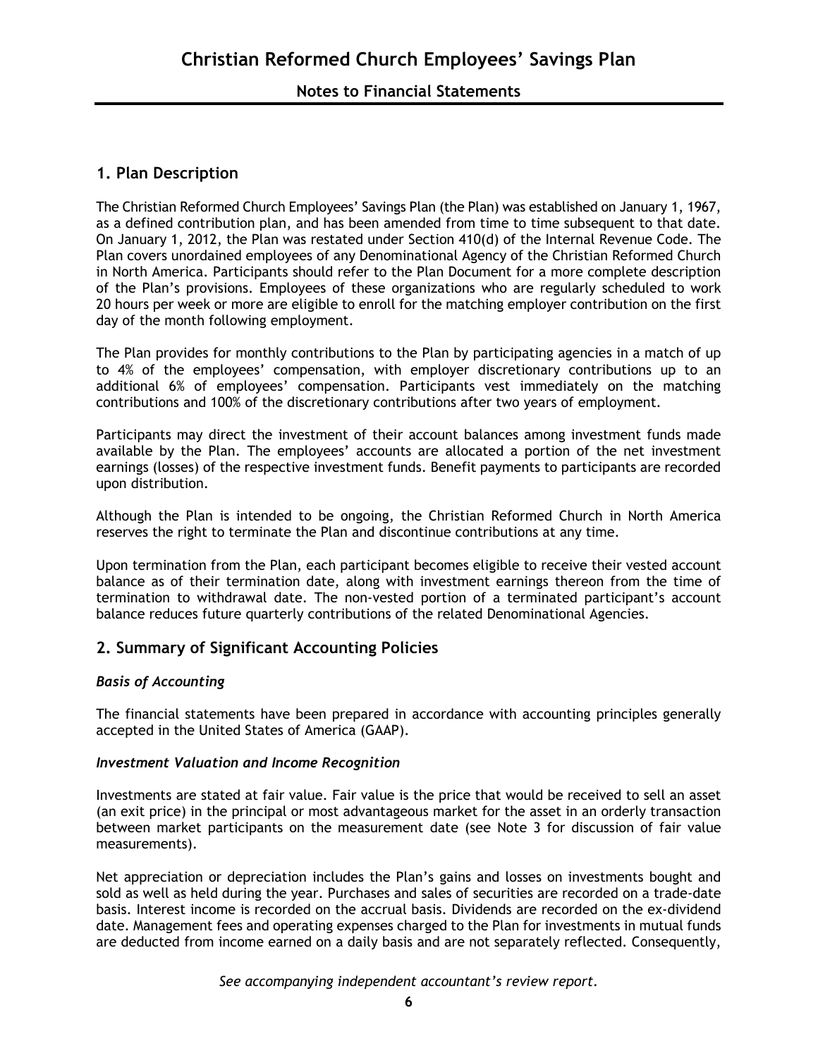## 1. Plan Description

The Christian Reformed Church Employees' Savings Plan (the Plan) was established on January 1, 1967, as a defined contribution plan, and has been amended from time to time subsequent to that date. On January 1, 2012, the Plan was restated under Section 410(d) of the Internal Revenue Code. The Plan covers unordained employees of any Denominational Agency of the Christian Reformed Church in North America. Participants should refer to the Plan Document for a more complete description of the Plan's provisions. Employees of these organizations who are regularly scheduled to work 20 hours per week or more are eligible to enroll for the matching employer contribution on the first day of the month following employment.

The Plan provides for monthly contributions to the Plan by participating agencies in a match of up to 4% of the employees' compensation, with employer discretionary contributions up to an additional 6% of employees' compensation. Participants vest immediately on the matching contributions and 100% of the discretionary contributions after two years of employment.

Participants may direct the investment of their account balances among investment funds made available by the Plan. The employees' accounts are allocated a portion of the net investment earnings (losses) of the respective investment funds. Benefit payments to participants are recorded upon distribution.

Although the Plan is intended to be ongoing, the Christian Reformed Church in North America reserves the right to terminate the Plan and discontinue contributions at any time.

Upon termination from the Plan, each participant becomes eligible to receive their vested account balance as of their termination date, along with investment earnings thereon from the time of termination to withdrawal date. The non-vested portion of a terminated participant's account balance reduces future quarterly contributions of the related Denominational Agencies.

## 2. Summary of Significant Accounting Policies

### *Basis of Accounting*

The financial statements have been prepared in accordance with accounting principles generally accepted in the United States of America (GAAP).

### *Investment Valuation and Income Recognition*

Investments are stated at fair value. Fair value is the price that would be received to sell an asset (an exit price) in the principal or most advantageous market for the asset in an orderly transaction between market participants on the measurement date (see Note 3 for discussion of fair value measurements).

Net appreciation or depreciation includes the Plan's gains and losses on investments bought and sold as well as held during the year. Purchases and sales of securities are recorded on a trade-date basis. Interest income is recorded on the accrual basis. Dividends are recorded on the ex-dividend date. Management fees and operating expenses charged to the Plan for investments in mutual funds are deducted from income earned on a daily basis and are not separately reflected. Consequently,

*See accompanying independent accountant's review report.*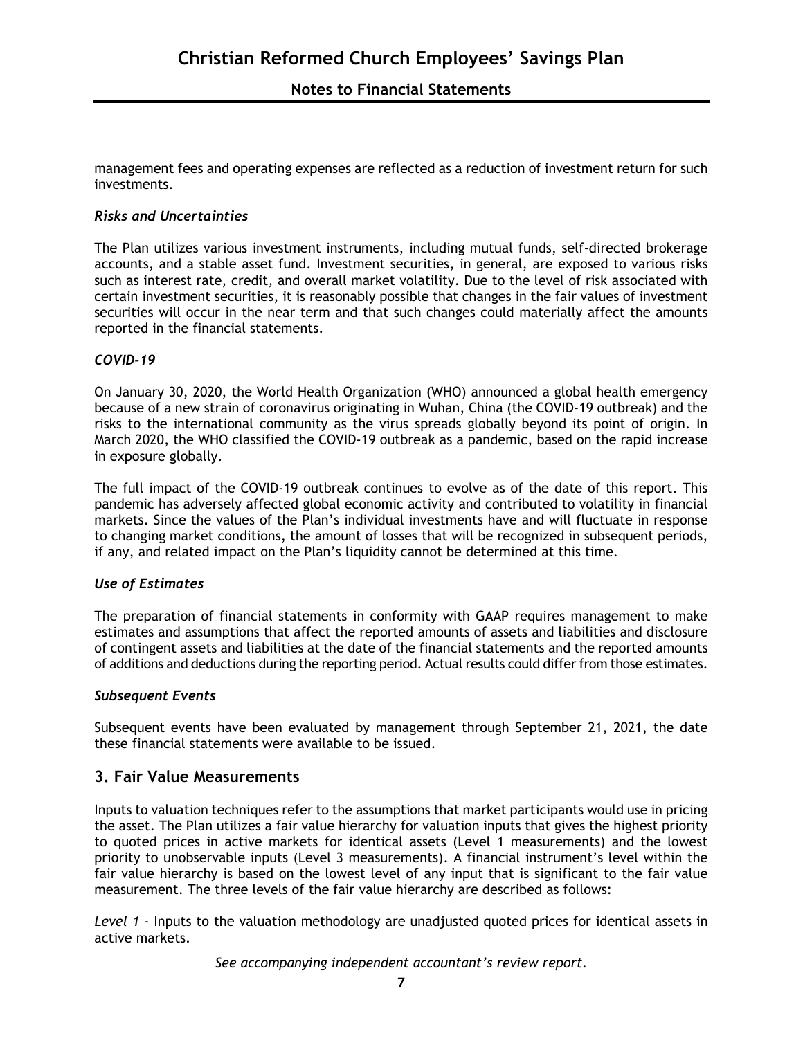management fees and operating expenses are reflected as a reduction of investment return for such investments.

### *Risks and Uncertainties*

The Plan utilizes various investment instruments, including mutual funds, self-directed brokerage accounts, and a stable asset fund. Investment securities, in general, are exposed to various risks such as interest rate, credit, and overall market volatility. Due to the level of risk associated with certain investment securities, it is reasonably possible that changes in the fair values of investment securities will occur in the near term and that such changes could materially affect the amounts reported in the financial statements.

### *COVID-19*

On January 30, 2020, the World Health Organization (WHO) announced a global health emergency because of a new strain of coronavirus originating in Wuhan, China (the COVID-19 outbreak) and the risks to the international community as the virus spreads globally beyond its point of origin. In March 2020, the WHO classified the COVID-19 outbreak as a pandemic, based on the rapid increase in exposure globally.

The full impact of the COVID-19 outbreak continues to evolve as of the date of this report. This pandemic has adversely affected global economic activity and contributed to volatility in financial markets. Since the values of the Plan's individual investments have and will fluctuate in response to changing market conditions, the amount of losses that will be recognized in subsequent periods, if any, and related impact on the Plan's liquidity cannot be determined at this time.

### *Use of Estimates*

The preparation of financial statements in conformity with GAAP requires management to make estimates and assumptions that affect the reported amounts of assets and liabilities and disclosure of contingent assets and liabilities at the date of the financial statements and the reported amounts of additions and deductions during the reporting period. Actual results could differ from those estimates.

### *Subsequent Events*

Subsequent events have been evaluated by management through September 21, 2021, the date these financial statements were available to be issued.

## 3. Fair Value Measurements

Inputs to valuation techniques refer to the assumptions that market participants would use in pricing the asset. The Plan utilizes a fair value hierarchy for valuation inputs that gives the highest priority to quoted prices in active markets for identical assets (Level 1 measurements) and the lowest priority to unobservable inputs (Level 3 measurements). A financial instrument's level within the fair value hierarchy is based on the lowest level of any input that is significant to the fair value measurement. The three levels of the fair value hierarchy are described as follows:

*Level 1* - Inputs to the valuation methodology are unadjusted quoted prices for identical assets in active markets.

*See accompanying independent accountant's review report.*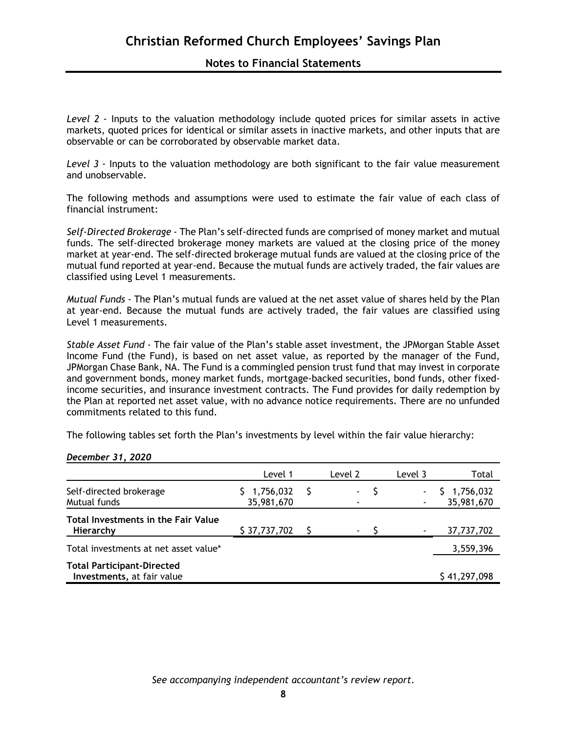*Level 2* - Inputs to the valuation methodology include quoted prices for similar assets in active markets, quoted prices for identical or similar assets in inactive markets, and other inputs that are observable or can be corroborated by observable market data.

*Level 3* - Inputs to the valuation methodology are both significant to the fair value measurement and unobservable.

The following methods and assumptions were used to estimate the fair value of each class of financial instrument:

*Self-Directed Brokerage* - The Plan's self-directed funds are comprised of money market and mutual funds. The self-directed brokerage money markets are valued at the closing price of the money market at year-end. The self-directed brokerage mutual funds are valued at the closing price of the mutual fund reported at year-end. Because the mutual funds are actively traded, the fair values are classified using Level 1 measurements.

*Mutual Funds* - The Plan's mutual funds are valued at the net asset value of shares held by the Plan at year-end. Because the mutual funds are actively traded, the fair values are classified using Level 1 measurements.

*Stable Asset Fund* - The fair value of the Plan's stable asset investment, the JPMorgan Stable Asset Income Fund (the Fund), is based on net asset value, as reported by the manager of the Fund, JPMorgan Chase Bank, NA. The Fund is a commingled pension trust fund that may invest in corporate and government bonds, money market funds, mortgage-backed securities, bond funds, other fixed-income securities, and insurance investment contracts. The Fund provides for daily redemption by the Plan at reported net asset value, with no advance notice requirements. There are no unfunded commitments related to this fund.

The following tables set forth the Plan's investments by level within the fair value hierarchy:

***December 31, 2020***

| | Level 1 | Level 2 | Level 3 | Total |
|---|---|---|---|---|
| Self-directed brokerage | $ 1,756,032 | $ - | $ - | $ 1,756,032 |
| Mutual funds | 35,981,670 | - | - | 35,981,670 |
| **Total Investments in the Fair Value Hierarchy** | $ 37,737,702 | $ - | $ - | 37,737,702 |
| Total investments at net asset value* | | | | 3,559,396 |
| **Total Participant-Directed Investments,** at fair value | | | | $ 41,297,098 |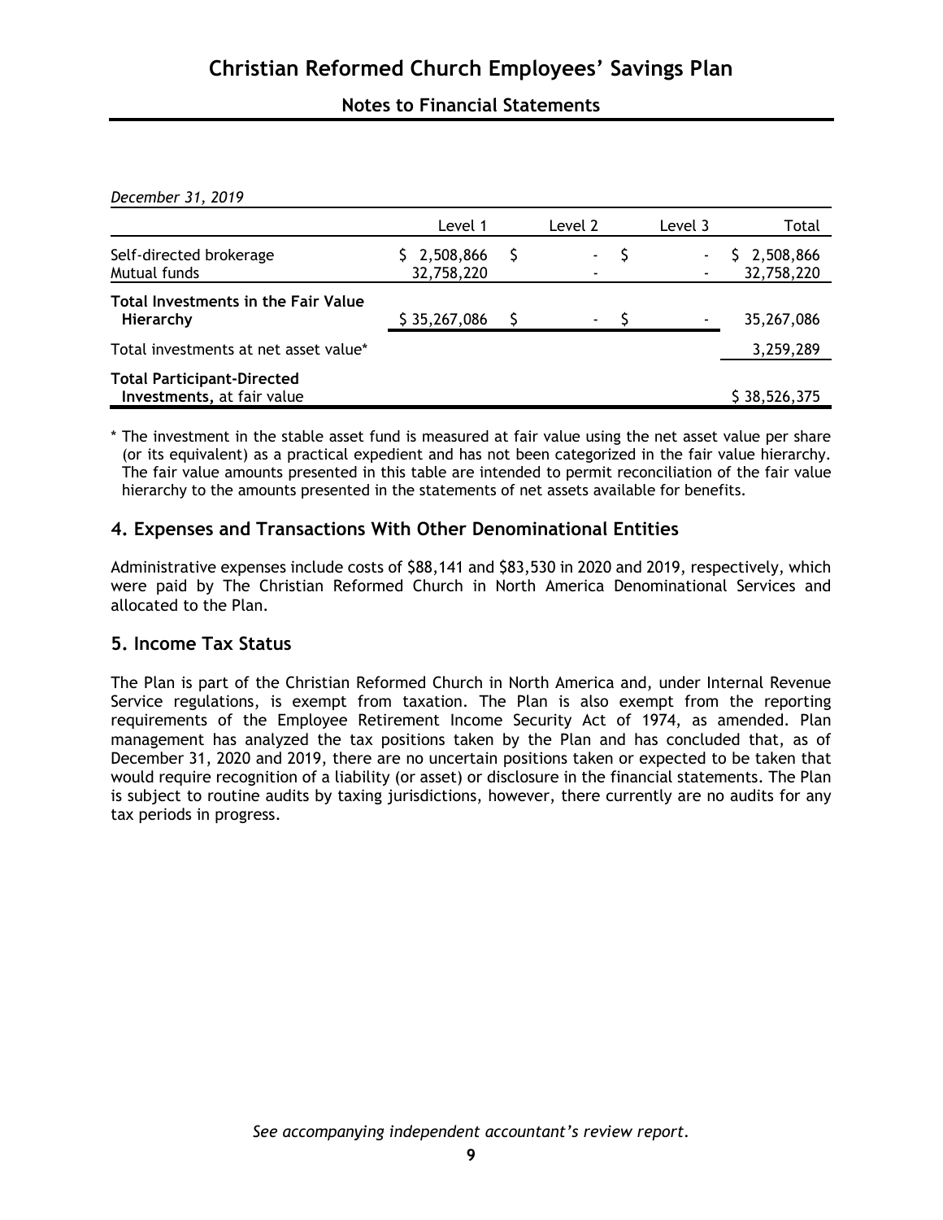*December 31, 2019*

| | Level 1 | Level 2 | Level 3 | Total |
|---|---|---|---|---|
| Self-directed brokerage | $ 2,508,866 | $ - | $ - | $ 2,508,866 |
| Mutual funds | 32,758,220 | - | - | 32,758,220 |
| **Total Investments in the Fair Value Hierarchy** | $ 35,267,086 | $ - | $ - | 35,267,086 |
| Total investments at net asset value* | | | | 3,259,289 |
| **Total Participant-Directed Investments,** at fair value | | | | $ 38,526,375 |

\* The investment in the stable asset fund is measured at fair value using the net asset value per share (or its equivalent) as a practical expedient and has not been categorized in the fair value hierarchy. The fair value amounts presented in this table are intended to permit reconciliation of the fair value hierarchy to the amounts presented in the statements of net assets available for benefits.

## 4. Expenses and Transactions With Other Denominational Entities

Administrative expenses include costs of $88,141 and $83,530 in 2020 and 2019, respectively, which were paid by The Christian Reformed Church in North America Denominational Services and allocated to the Plan.

## 5. Income Tax Status

The Plan is part of the Christian Reformed Church in North America and, under Internal Revenue Service regulations, is exempt from taxation. The Plan is also exempt from the reporting requirements of the Employee Retirement Income Security Act of 1974, as amended. Plan management has analyzed the tax positions taken by the Plan and has concluded that, as of December 31, 2020 and 2019, there are no uncertain positions taken or expected to be taken that would require recognition of a liability (or asset) or disclosure in the financial statements. The Plan is subject to routine audits by taxing jurisdictions, however, there currently are no audits for any tax periods in progress.

*See accompanying independent accountant's review report.*